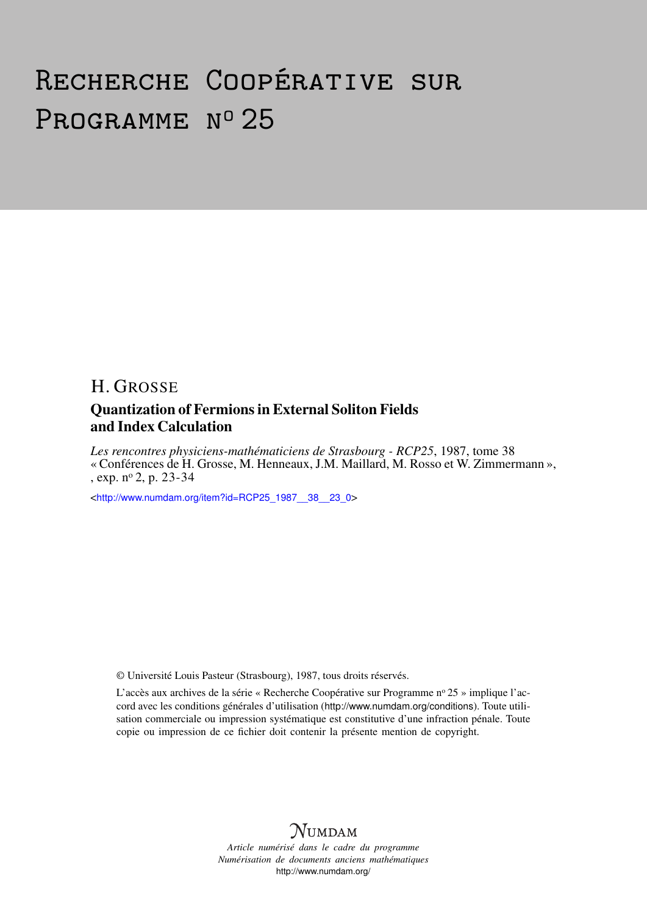# Recherche Coopérative sur Programme n° 25

## H. Grosse

### Quantization of Fermions in External Soliton Fields and Index Calculation

*Les rencontres physiciens-mathématiciens de Strasbourg - RCP25*, 1987, tome 38
« Conférences de H. Grosse, M. Henneaux, J.M. Maillard, M. Rosso et W. Zimmermann »,
, exp. n° 2, p. 23-34

<http://www.numdam.org/item?id=RCP25_1987__38__23_0>

© Université Louis Pasteur (Strasbourg), 1987, tous droits réservés.

L'accès aux archives de la série « Recherche Coopérative sur Programme n° 25 » implique l'accord avec les conditions générales d'utilisation (http://www.numdam.org/conditions). Toute utilisation commerciale ou impression systématique est constitutive d'une infraction pénale. Toute copie ou impression de ce fichier doit contenir la présente mention de copyright.

NUMDAM

*Article numérisé dans le cadre du programme*
*Numérisation de documents anciens mathématiques*
http://www.numdam.org/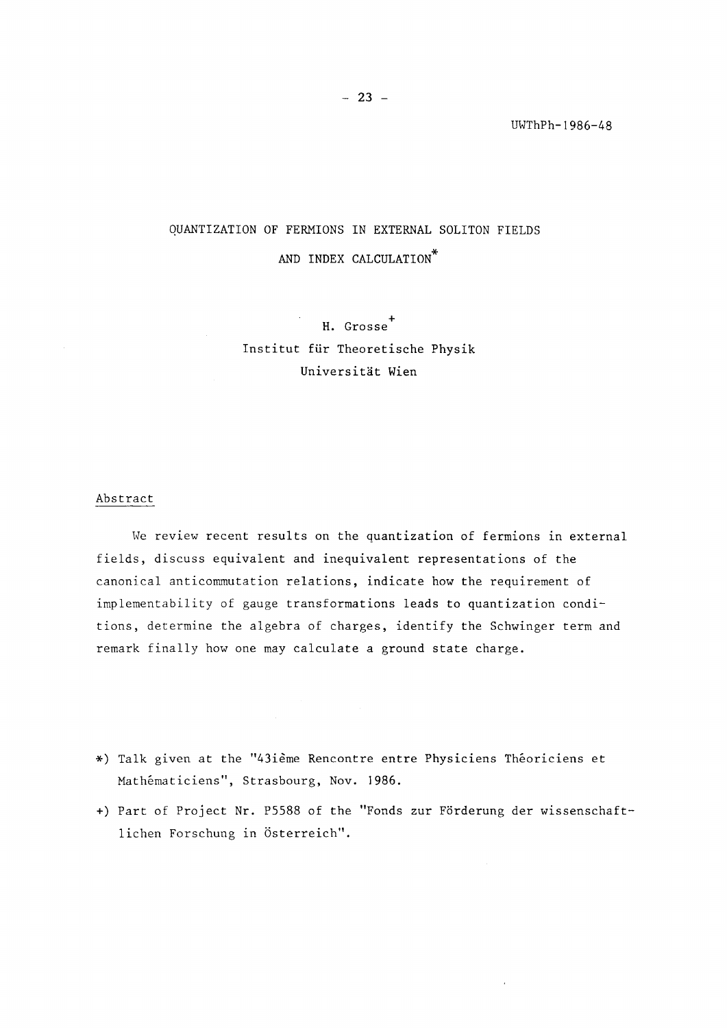UWThPh-1986-48

# QUANTIZATION OF FERMIONS IN EXTERNAL SOLITON FIELDS AND INDEX CALCULATION*

H. Grosse+

Institut für Theoretische Physik

Universität Wien

## Abstract

We review recent results on the quantization of fermions in external fields, discuss equivalent and inequivalent representations of the canonical anticommutation relations, indicate how the requirement of implementability of gauge transformations leads to quantization conditions, determine the algebra of charges, identify the Schwinger term and remark finally how one may calculate a ground state charge.

---

*) Talk given at the "43ième Rencontre entre Physiciens Théoriciens et Mathématiciens", Strasbourg, Nov. 1986.

+) Part of Project Nr. P5588 of the "Fonds zur Förderung der wissenschaftlichen Forschung in Österreich".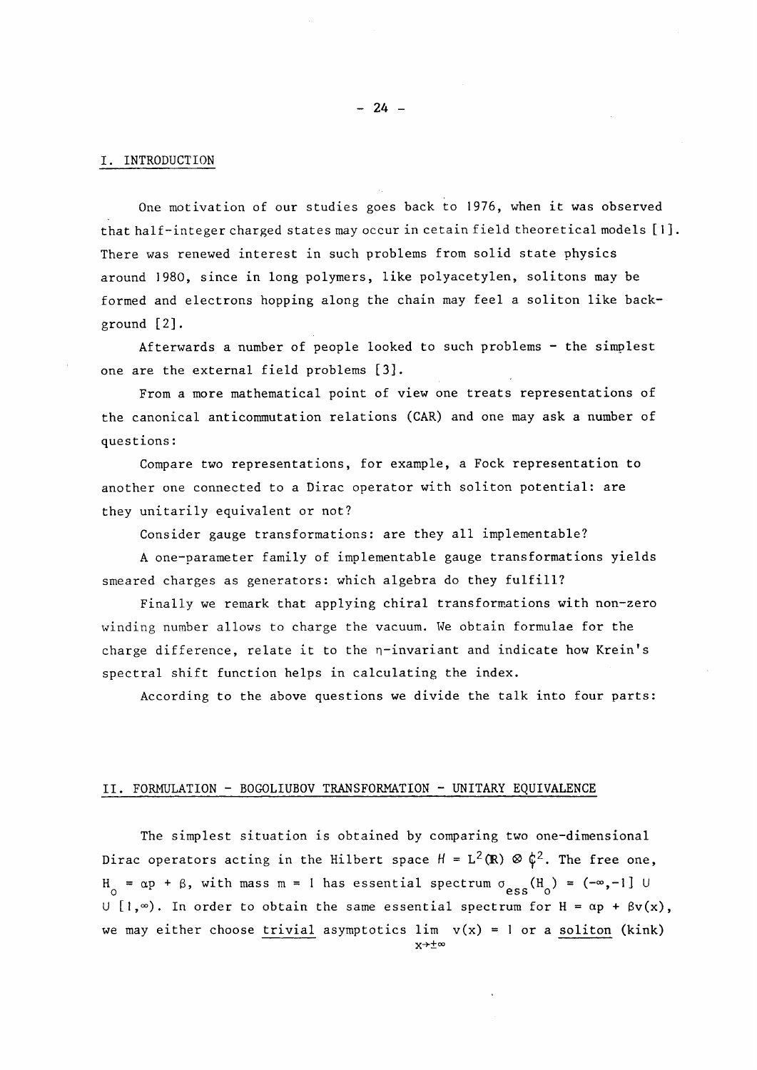## I. INTRODUCTION

One motivation of our studies goes back to 1976, when it was observed that half-integer charged states may occur in cetain field theoretical models [1]. There was renewed interest in such problems from solid state physics around 1980, since in long polymers, like polyacetylen, solitons may be formed and electrons hopping along the chain may feel a soliton like background [2].

Afterwards a number of people looked to such problems - the simplest one are the external field problems [3].

From a more mathematical point of view one treats representations of the canonical anticommutation relations (CAR) and one may ask a number of questions:

Compare two representations, for example, a Fock representation to another one connected to a Dirac operator with soliton potential: are they unitarily equivalent or not?

Consider gauge transformations: are they all implementable?

A one-parameter family of implementable gauge transformations yields smeared charges as generators: which algebra do they fulfill?

Finally we remark that applying chiral transformations with non-zero winding number allows to charge the vacuum. We obtain formulae for the charge difference, relate it to the $\eta$-invariant and indicate how Krein's spectral shift function helps in calculating the index.

According to the above questions we divide the talk into four parts:

## II. FORMULATION - BOGOLIUBOV TRANSFORMATION - UNITARY EQUIVALENCE

The simplest situation is obtained by comparing two one-dimensional Dirac operators acting in the Hilbert space $H = L^2(\mathbb{R}) \otimes \mathbb{C}^2$. The free one, $H_0 = \alpha p + \beta$, with mass $m = 1$ has essential spectrum $\sigma_{ess}(H_0) = (-\infty,-1] \cup$ $\cup\ [1,\infty)$. In order to obtain the same essential spectrum for $H = \alpha p + \beta v(x)$, we may either choose trivial asymptotics $\lim_{x\to\pm\infty} v(x) = 1$ or a soliton (kink)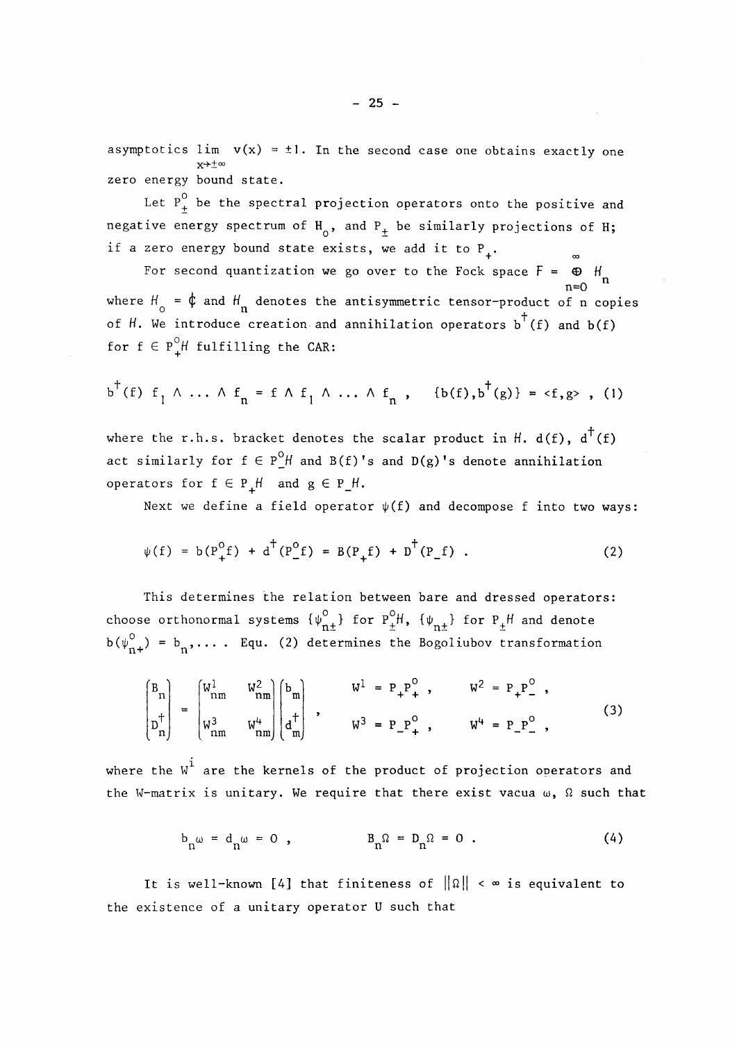asymptotics $\lim_{x\to\pm\infty} v(x) = \pm 1$. In the second case one obtains exactly one zero energy bound state.

Let $P^o_\pm$ be the spectral projection operators onto the positive and negative energy spectrum of $H_o$, and $P_\pm$ be similarly projections of $H$; if a zero energy bound state exists, we add it to $P_+$.

For second quantization we go over to the Fock space $F = \bigoplus_{n=0}^{\infty} H_n$ where $H_o = \mathbb{C}$ and $H_n$ denotes the antisymmetric tensor-product of n copies of $H$. We introduce creation and annihilation operators $b^\dagger(f)$ and $b(f)$ for $f \in P^o_+ H$ fulfilling the CAR:

$$b^\dagger(f)\; f_1 \wedge \ldots \wedge f_n = f \wedge f_1 \wedge \ldots \wedge f_n \;, \qquad \{b(f), b^\dagger(g)\} = \langle f,g \rangle \;, \quad (1)$$

where the r.h.s. bracket denotes the scalar product in $H$. $d(f)$, $d^\dagger(f)$ act similarly for $f \in P^o_- H$ and $B(f)$'s and $D(g)$'s denote annihilation operators for $f \in P_+ H$ and $g \in P_- H$.

Next we define a field operator $\psi(f)$ and decompose f into two ways:

$$\psi(f) = b(P^o_+ f) + d^\dagger(P^o_- f) = B(P_+ f) + D^\dagger(P_- f) \;. \quad (2)$$

This determines the relation between bare and dressed operators: choose orthonormal systems $\{\psi^o_{n\pm}\}$ for $P^o_\pm H$, $\{\psi_{n\pm}\}$ for $P_\pm H$ and denote $b(\psi^o_{n+}) = b_n, \ldots$ . Equ. (2) determines the Bogoliubov transformation

$$\begin{pmatrix} B_n \\ D^\dagger_n \end{pmatrix} = \begin{pmatrix} W^1_{nm} & W^2_{nm} \\ W^3_{nm} & W^4_{nm} \end{pmatrix} \begin{pmatrix} b_m \\ d^\dagger_m \end{pmatrix} , \qquad \begin{matrix} W^1 = P_+ P^o_+ \;, & W^2 = P_+ P^o_- \;, \\ W^3 = P_- P^o_+ \;, & W^4 = P_- P^o_- \;, \end{matrix} \quad (3)$$

where the $W^i$ are the kernels of the product of projection operators and the W-matrix is unitary. We require that there exist vacua $\omega$, $\Omega$ such that

$$b_n \omega = d_n \omega = 0 \;, \qquad B_n \Omega = D_n \Omega = 0 \;. \quad (4)$$

It is well-known [4] that finiteness of $\|\Omega\| < \infty$ is equivalent to the existence of a unitary operator U such that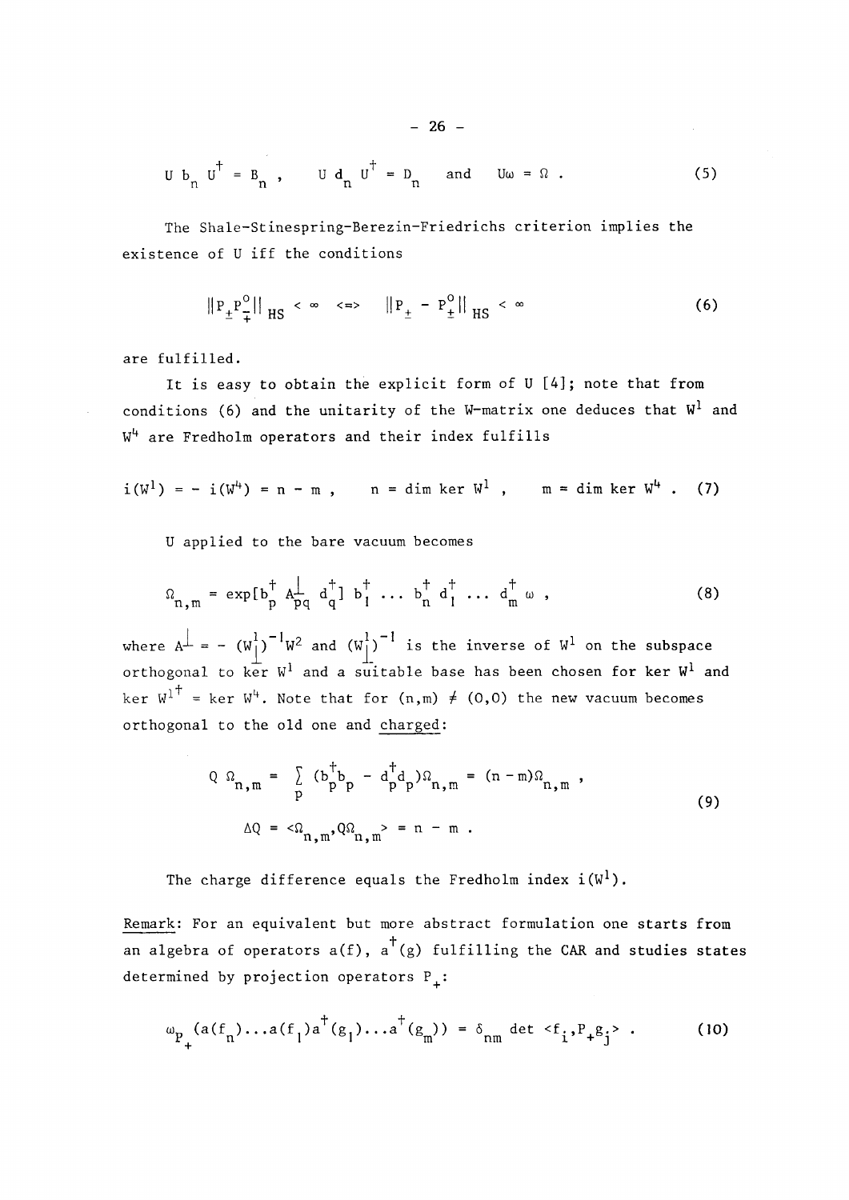$$U\, b_n\, U^\dagger = B_n \;, \qquad U\, d_n\, U^\dagger = D_n \qquad \text{and} \qquad U\omega = \Omega \;. \tag{5}$$

The Shale-Stinespring-Berezin-Friedrichs criterion implies the existence of U iff the conditions

$$\| P_\pm P^o_\mp \|_{HS} < \infty \quad <=> \quad \| P_\pm - P^o_\pm \|_{HS} < \infty \tag{6}$$

are fulfilled.

It is easy to obtain the explicit form of U [4]; note that from conditions (6) and the unitarity of the W-matrix one deduces that $W^1$ and $W^4$ are Fredholm operators and their index fulfills

$$i(W^1) = - i(W^4) = n - m \;, \qquad n = \dim \ker W^1 \;, \qquad m = \dim \ker W^4 \;. \tag{7}$$

U applied to the bare vacuum becomes

$$\Omega_{n,m} = \exp[b^\dagger_p A^\perp_{pq} d^\dagger_q]\, b^\dagger_1 \ldots b^\dagger_n d^\dagger_1 \ldots d^\dagger_m \,\omega \;, \tag{8}$$

where $A^\perp = - (W^1_\perp)^{-1} W^2$ and $(W^1_\perp)^{-1}$ is the inverse of $W^1$ on the subspace orthogonal to $\ker W^1$ and a suitable base has been chosen for $\ker W^1$ and $\ker W^{1\dagger} = \ker W^4$. Note that for $(n,m) \neq (0,0)$ the new vacuum becomes orthogonal to the old one and <u>charged</u>:

$$Q\, \Omega_{n,m} = \sum_p (b^\dagger_p b_p - d^\dagger_p d_p) \Omega_{n,m} = (n-m)\Omega_{n,m} \;,$$
$$\Delta Q = \langle \Omega_{n,m}, Q\Omega_{n,m} \rangle = n - m \;. \tag{9}$$

The charge difference equals the Fredholm index $i(W^1)$.

<u>Remark</u>: For an equivalent but more abstract formulation one starts from an algebra of operators $a(f)$, $a^\dagger(g)$ fulfilling the CAR and studies states determined by projection operators $P_+$:

$$\omega_{P_+}(a(f_n) \ldots a(f_1) a^\dagger(g_1) \ldots a^\dagger(g_m)) = \delta_{nm} \det \langle f_i, P_+ g_j \rangle \;. \tag{10}$$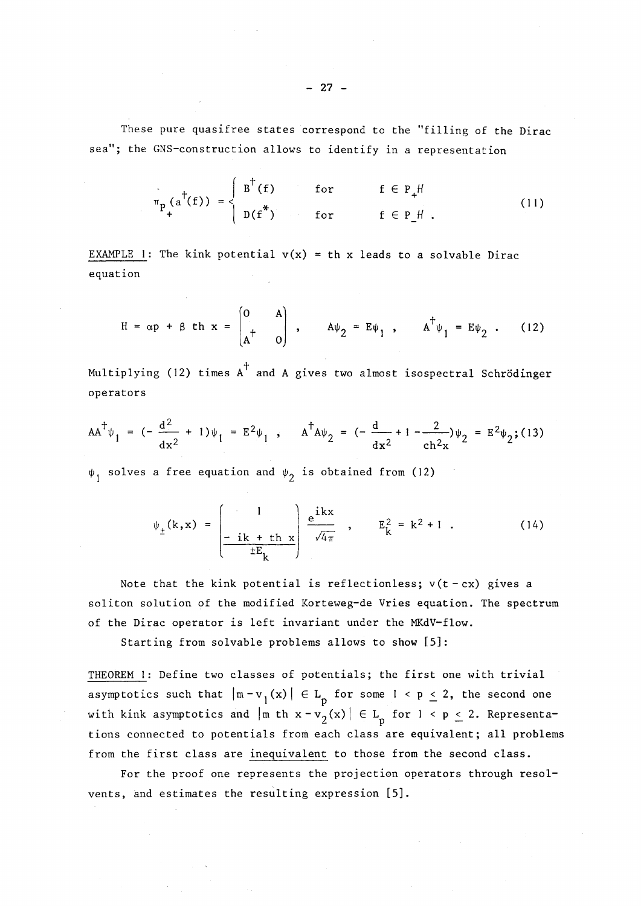These pure quasifree states correspond to the "filling of the Dirac sea"; the GNS-construction allows to identify in a representation

$$\pi_{P_+}(a^\dagger(f)) = \begin{cases} B^\dagger(f) & \text{for} \quad f \in P_+ H \\ D(f^*) & \text{for} \quad f \in P_- H \, . \end{cases} \tag{11}$$

<u>EXAMPLE 1</u>: The kink potential $v(x) = \text{th } x$ leads to a solvable Dirac equation

$$H = \alpha p + \beta \text{ th } x = \begin{pmatrix} 0 & A \\ A^\dagger & 0 \end{pmatrix} , \qquad A\psi_2 = E\psi_1 \, , \qquad A^\dagger \psi_1 = E\psi_2 \, . \tag{12}$$

Multiplying (12) times $A^\dagger$ and $A$ gives two almost isospectral Schrödinger operators

$$AA^\dagger \psi_1 = \left(- \frac{d^2}{dx^2} + 1\right)\psi_1 = E^2 \psi_1 \, , \qquad A^\dagger A \psi_2 = \left(- \frac{d}{dx^2} + 1 - \frac{2}{\text{ch}^2 x}\right)\psi_2 = E^2 \psi_2 \, ; \tag{13}$$

$\psi_1$ solves a free equation and $\psi_2$ is obtained from (12)

$$\psi_\pm(k,x) = \begin{pmatrix} 1 \\ \dfrac{- ik + \text{th } x}{\pm E_k} \end{pmatrix} \frac{e^{ikx}}{\sqrt{4\pi}} \, , \qquad E_k^2 = k^2 + 1 \, . \tag{14}$$

Note that the kink potential is reflectionless; $v(t - cx)$ gives a soliton solution of the modified Korteweg-de Vries equation. The spectrum of the Dirac operator is left invariant under the MKdV-flow.

Starting from solvable problems allows to show [5]:

<u>THEOREM 1</u>: Define two classes of potentials; the first one with trivial asymptotics such that $|m - v_1(x)| \in L_p$ for some $1 < p \leq 2$, the second one with kink asymptotics and $|m \text{ th } x - v_2(x)| \in L_p$ for $1 < p \leq 2$. Representations connected to potentials from each class are equivalent; all problems from the first class are <u>inequivalent</u> to those from the second class.

For the proof one represents the projection operators through resolvents, and estimates the resulting expression [5].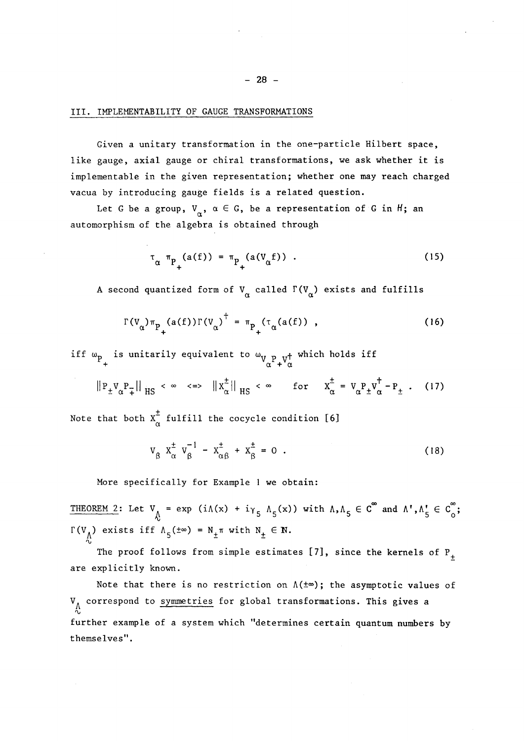## III. IMPLEMENTABILITY OF GAUGE TRANSFORMATIONS

Given a unitary transformation in the one-particle Hilbert space, like gauge, axial gauge or chiral transformations, we ask whether it is implementable in the given representation; whether one may reach charged vacua by introducing gauge fields is a related question.

Let G be a group, $V_\alpha$, $\alpha \in G$, be a representation of G in $H$; an automorphism of the algebra is obtained through

$$\tau_\alpha \, \pi_{P_+}(a(f)) = \pi_{P_+}(a(V_\alpha f)) \; . \tag{15}$$

A second quantized form of $V_\alpha$ called $\Gamma(V_\alpha)$ exists and fulfills

$$\Gamma(V_\alpha)\pi_{P_+}(a(f))\Gamma(V_\alpha)^\dagger = \pi_{P_+}(\tau_\alpha(a(f))) \; , \tag{16}$$

iff $\omega_{P_+}$ is unitarily equivalent to $\omega_{V_\alpha P_+ V_\alpha^\dagger}$ which holds iff

$$\|P_\pm V_\alpha P_\mp\|_{HS} < \infty \iff \|X_\alpha^\pm\|_{HS} < \infty \quad \text{for} \quad X_\alpha^\pm = V_\alpha P_\pm V_\alpha^\dagger - P_\pm \; . \tag{17}$$

Note that both $X_\alpha^\pm$ fulfill the cocycle condition [6]

$$V_\beta \, X_\alpha^\pm \, V_\beta^{-1} - X_{\alpha\beta}^\pm + X_\beta^\pm = 0 \; . \tag{18}$$

More specifically for Example 1 we obtain:

<u>THEOREM 2</u>: Let $\underset{\sim}{V_\Lambda} = \exp\,(i\Lambda(x) + i\gamma_5\,\Lambda_5(x))$ with $\Lambda,\Lambda_5 \in C^\infty$ and $\Lambda',\Lambda_5' \in C_0^\infty$; $\Gamma(\underset{\sim}{V_\Lambda})$ exists iff $\Lambda_5(\pm\infty) = N_\pm\pi$ with $N_\pm \in \mathbb{N}$.

The proof follows from simple estimates [7], since the kernels of $P_\pm$ are explicitly known.

Note that there is no restriction on $\Lambda(\pm\infty)$; the asymptotic values of $\underset{\sim}{V_\Lambda}$ correspond to <u>symmetries</u> for global transformations. This gives a further example of a system which "determines certain quantum numbers by themselves".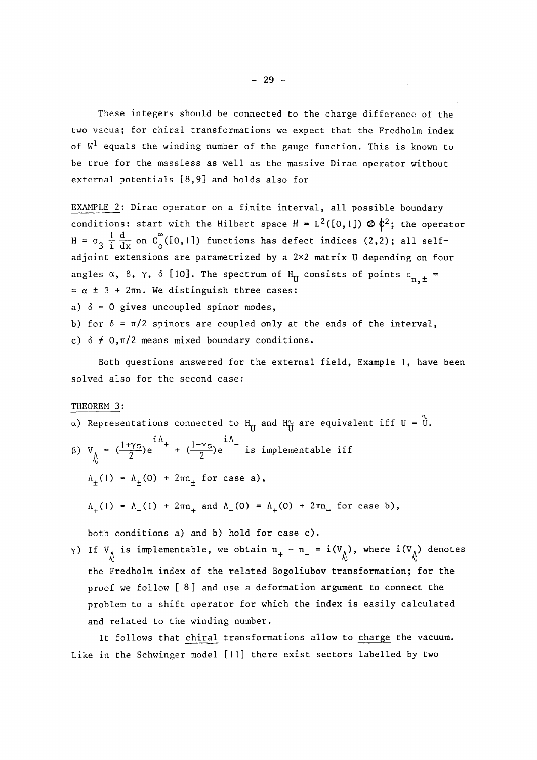These integers should be connected to the charge difference of the two vacua; for chiral transformations we expect that the Fredholm index of $W^1$ equals the winding number of the gauge function. This is known to be true for the massless as well as the massive Dirac operator without external potentials [8,9] and holds also for

EXAMPLE 2: Dirac operator on a finite interval, all possible boundary conditions: start with the Hilbert space $H = L^2([0,1]) \otimes \mathbb{C}^2$; the operator $H = \sigma_3 \frac{1}{i} \frac{d}{dx}$ on $C_0^\infty([0,1])$ functions has defect indices (2,2); all self-adjoint extensions are parametrized by a 2×2 matrix U depending on four angles $\alpha$, $\beta$, $\gamma$, $\delta$ [10]. The spectrum of $H_U$ consists of points $\varepsilon_{n,\pm} = \alpha \pm \beta + 2\pi n$. We distinguish three cases:

a) $\delta = 0$ gives uncoupled spinor modes,

b) for $\delta = \pi/2$ spinors are coupled only at the ends of the interval,

c) $\delta \neq 0, \pi/2$ means mixed boundary conditions.

Both questions answered for the external field, Example 1, have been solved also for the second case:

THEOREM 3:

$\alpha$) Representations connected to $H_U$ and $H_{\tilde{U}}$ are equivalent iff $U = \tilde{U}$.

$\beta$) $V_{\underset{\sim}{\Lambda}} = (\frac{1+\gamma_5}{2})e^{i\Lambda_+} + (\frac{1-\gamma_5}{2})e^{i\Lambda_-}$ is implementable iff

$\Lambda_\pm(1) = \Lambda_\pm(0) + 2\pi n_\pm$ for case a),

$\Lambda_+(1) = \Lambda_-(1) + 2\pi n_+$ and $\Lambda_-(0) = \Lambda_+(0) + 2\pi n_-$ for case b),

both conditions a) and b) hold for case c).

$\gamma$) If $V_{\underset{\sim}{\Lambda}}$ is implementable, we obtain $n_+ - n_- = i(V_{\underset{\sim}{\Lambda}})$, where $i(V_{\underset{\sim}{\Lambda}})$ denotes the Fredholm index of the related Bogoliubov transformation; for the proof we follow [8] and use a deformation argument to connect the problem to a shift operator for which the index is easily calculated and related to the winding number.

It follows that chiral transformations allow to charge the vacuum. Like in the Schwinger model [11] there exist sectors labelled by two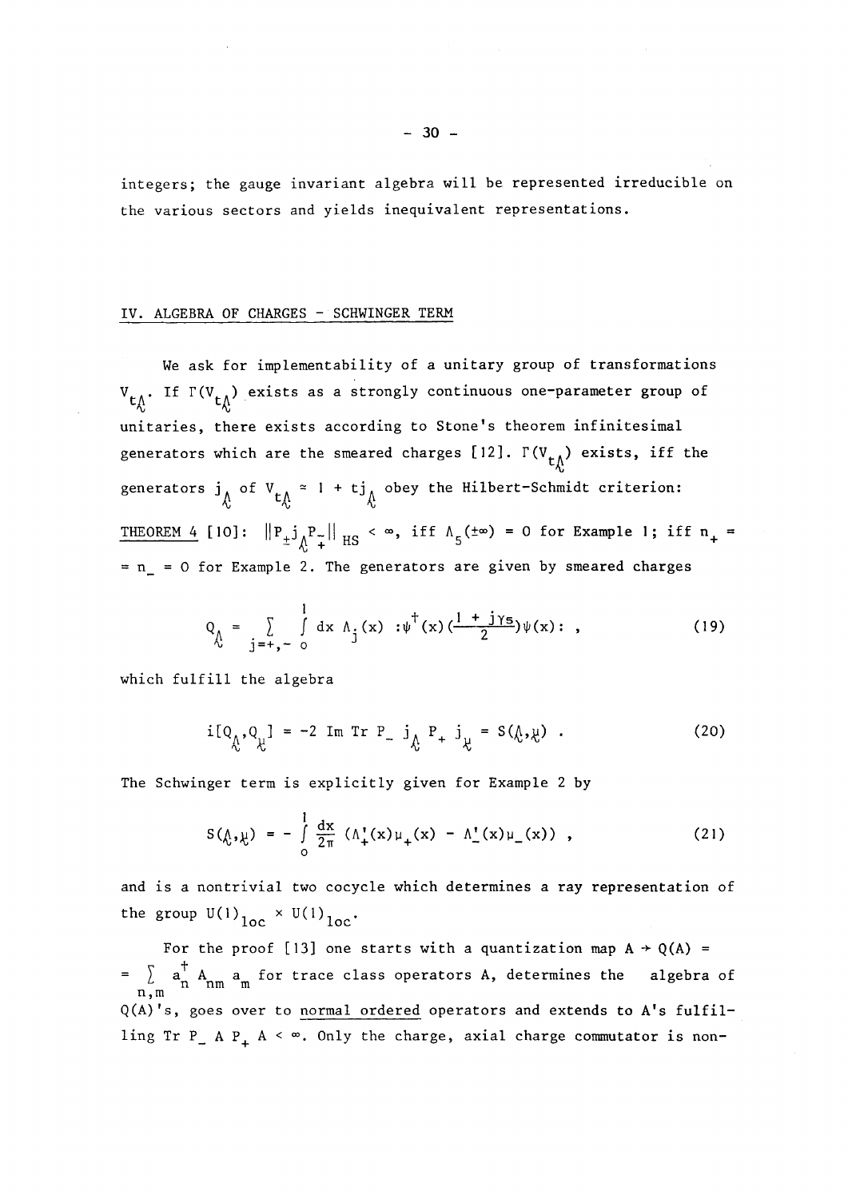integers; the gauge invariant algebra will be represented irreducible on the various sectors and yields inequivalent representations.

## IV. ALGEBRA OF CHARGES - SCHWINGER TERM

We ask for implementability of a unitary group of transformations $V_{t\Lambda}$. If $\Gamma(V_{t\Lambda})$ exists as a strongly continuous one-parameter group of unitaries, there exists according to Stone's theorem infinitesimal generators which are the smeared charges [12]. $\Gamma(V_{t\Lambda})$ exists, iff the generators $j_\Lambda$ of $V_{t\Lambda} \approx 1 + tj_\Lambda$ obey the Hilbert-Schmidt criterion:

<u>THEOREM 4</u> [10]: $\|P_\pm j_\Lambda P_\mp\|_{HS} < \infty$, iff $\Lambda_5(\pm\infty) = 0$ for Example 1; iff $n_+ = n_- = 0$ for Example 2. The generators are given by smeared charges

$$Q_\Lambda = \sum_{j=+,-} \int_0^1 dx\ \Lambda_j(x)\ :\psi^\dagger(x)\left(\frac{1 + j\gamma_5}{2}\right)\psi(x): \ , \tag{19}$$

which fulfill the algebra

$$i[Q_\Lambda, Q_\mu] = -2\ \mathrm{Im}\ \mathrm{Tr}\ P_-\ j_\Lambda\ P_+\ j_\mu = S(\Lambda,\mu)\ . \tag{20}$$

The Schwinger term is explicitly given for Example 2 by

$$S(\Lambda,\mu) = -\int_0^1 \frac{dx}{2\pi}\left(\Lambda_+'(x)\mu_+(x) - \Lambda_-'(x)\mu_-(x)\right)\ , \tag{21}$$

and is a nontrivial two cocycle which determines a ray representation of the group $U(1)_{loc} \times U(1)_{loc}$.

For the proof [13] one starts with a quantization map $A \to Q(A) = \sum_{n,m} a_n^\dagger A_{nm} a_m$ for trace class operators A, determines the algebra of $Q(A)$'s, goes over to <u>normal ordered</u> operators and extends to A's fulfilling $\mathrm{Tr}\ P_-\ A\ P_+\ A < \infty$. Only the charge, axial charge commutator is non-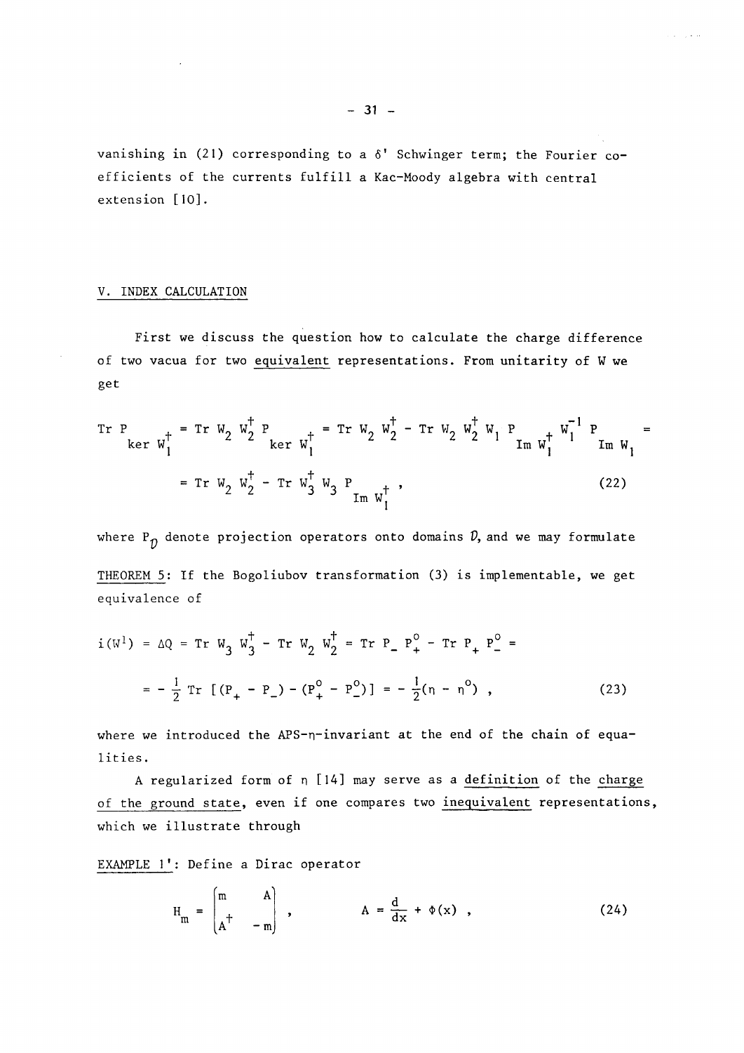vanishing in (21) corresponding to a $\delta'$ Schwinger term; the Fourier coefficients of the currents fulfill a Kac-Moody algebra with central extension [10].

## V. INDEX CALCULATION

First we discuss the question how to calculate the charge difference of two vacua for two equivalent representations. From unitarity of W we get

$$\mathrm{Tr}\, P_{\ker W_1^\dagger} = \mathrm{Tr}\, W_2 W_2^\dagger P_{\ker W_1^\dagger} = \mathrm{Tr}\, W_2 W_2^\dagger - \mathrm{Tr}\, W_2 W_2^\dagger W_1 P_{\mathrm{Im}\, W_1^\dagger} W_1^{-1} P_{\mathrm{Im}\, W_1} =$$

$$= \mathrm{Tr}\, W_2 W_2^\dagger - \mathrm{Tr}\, W_3^\dagger W_3 P_{\mathrm{Im}\, W_1^\dagger} , \tag{22}$$

where $P_{\mathcal{D}}$ denote projection operators onto domains $\mathcal{D}$, and we may formulate

THEOREM 5: If the Bogoliubov transformation (3) is implementable, we get equivalence of

$$i(W^1) = \Delta Q = \mathrm{Tr}\, W_3 W_3^\dagger - \mathrm{Tr}\, W_2 W_2^\dagger = \mathrm{Tr}\, P_- P_+^\circ - \mathrm{Tr}\, P_+ P_-^\circ =$$

$$= -\frac{1}{2} \mathrm{Tr}\, [(P_+ - P_-) - (P_+^\circ - P_-^\circ)] = -\frac{1}{2}(\eta - \eta^\circ) , \tag{23}$$

where we introduced the APS-$\eta$-invariant at the end of the chain of equalities.

A regularized form of $\eta$ [14] may serve as a definition of the charge of the ground state, even if one compares two inequivalent representations, which we illustrate through

EXAMPLE 1': Define a Dirac operator

$$H_m = \begin{pmatrix} m & A \\ A^\dagger & -m \end{pmatrix} , \qquad A = \frac{d}{dx} + \Phi(x) , \tag{24}$$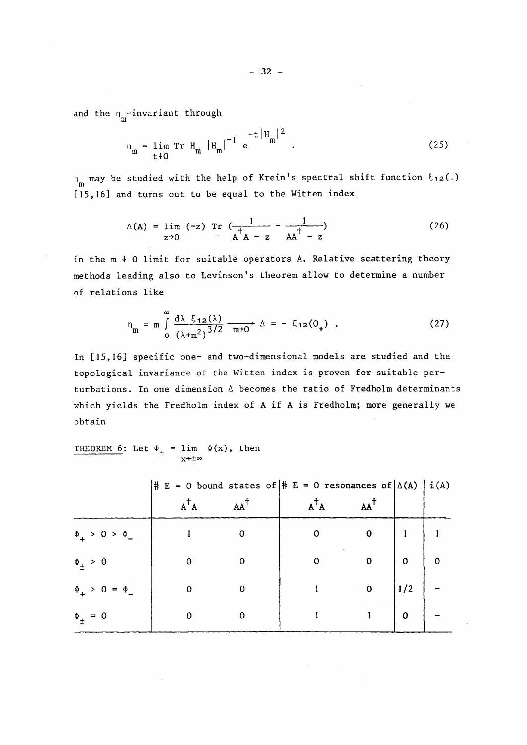and the $\eta_m$-invariant through

$$\eta_m = \lim_{t \downarrow 0} \operatorname{Tr} H_m |H_m|^{-1} e^{-t|H_m|^2} . \tag{25}$$

$\eta_m$ may be studied with the help of Krein's spectral shift function $\xi_{12}(.)$ [15,16] and turns out to be equal to the Witten index

$$\Delta(A) = \lim_{z \to 0} (-z) \operatorname{Tr} \left( \frac{1}{A^{\dagger}A - z} - \frac{1}{AA^{\dagger} - z} \right) \tag{26}$$

in the $m \downarrow 0$ limit for suitable operators A. Relative scattering theory methods leading also to Levinson's theorem allow to determine a number of relations like

$$\eta_m = m \int_0^{\infty} \frac{d\lambda \ \xi_{12}(\lambda)}{(\lambda + m^2)^{3/2}} \xrightarrow[m \to 0]{} \Delta = - \xi_{12}(0_+) . \tag{27}$$

In [15,16] specific one- and two-dimensional models are studied and the topological invariance of the Witten index is proven for suitable perturbations. In one dimension $\Delta$ becomes the ratio of Fredholm determinants which yields the Fredholm index of A if A is Fredholm; more generally we obtain

<u>THEOREM 6</u>: Let $\Phi_{\pm} = \lim_{x \to \pm\infty} \Phi(x)$, then

| | # E = 0 bound states of $A^{\dagger}A$ | $AA^{\dagger}$ | # E = 0 resonances of $A^{\dagger}A$ | $AA^{\dagger}$ | $\Delta(A)$ | $i(A)$ |
|---|---|---|---|---|---|---|
| $\Phi_+ > 0 > \Phi_-$ | 1 | 0 | 0 | 0 | 1 | 1 |
| $\Phi_{\pm} > 0$ | 0 | 0 | 0 | 0 | 0 | 0 |
| $\Phi_+ > 0 = \Phi_-$ | 0 | 0 | 1 | 0 | 1/2 | - |
| $\Phi_{\pm} = 0$ | 0 | 0 | 1 | 1 | 0 | - |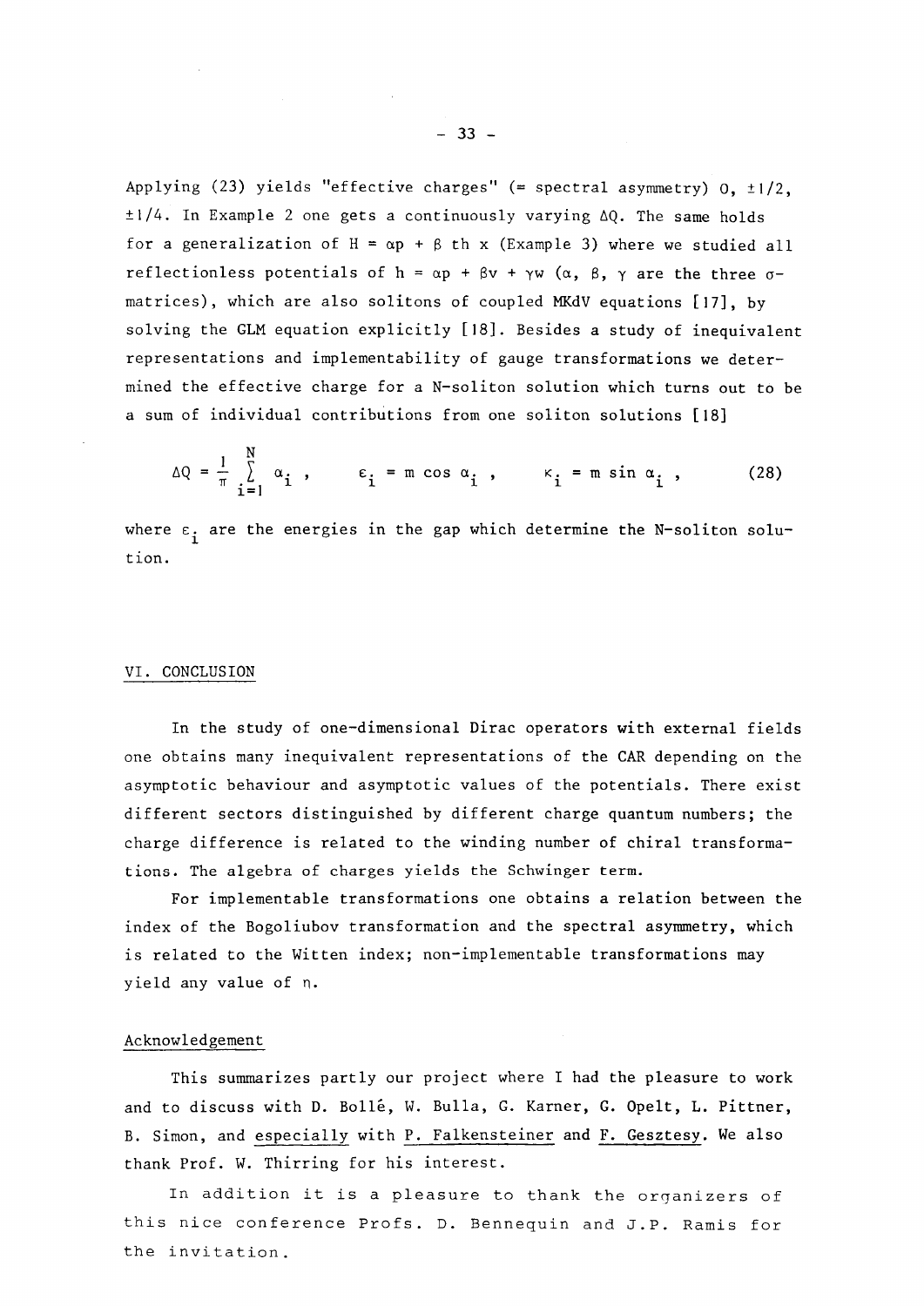Applying (23) yields "effective charges" (= spectral asymmetry) 0, $\pm 1/2$, $\pm 1/4$. In Example 2 one gets a continuously varying $\Delta Q$. The same holds for a generalization of $H = \alpha p + \beta \text{ th } x$ (Example 3) where we studied all reflectionless potentials of $h = \alpha p + \beta v + \gamma w$ ($\alpha$, $\beta$, $\gamma$ are the three $\sigma$-matrices), which are also solitons of coupled MKdV equations [17], by solving the GLM equation explicitly [18]. Besides a study of inequivalent representations and implementability of gauge transformations we determined the effective charge for a N-soliton solution which turns out to be a sum of individual contributions from one soliton solutions [18]

$$\Delta Q = \frac{1}{\pi} \sum_{i=1}^{N} \alpha_i \, , \qquad \varepsilon_i = m \cos \alpha_i \, , \qquad \kappa_i = m \sin \alpha_i \, , \tag{28}$$

where $\varepsilon_i$ are the energies in the gap which determine the N-soliton solution.

## VI. CONCLUSION

In the study of one-dimensional Dirac operators with external fields one obtains many inequivalent representations of the CAR depending on the asymptotic behaviour and asymptotic values of the potentials. There exist different sectors distinguished by different charge quantum numbers; the charge difference is related to the winding number of chiral transformations. The algebra of charges yields the Schwinger term.

For implementable transformations one obtains a relation between the index of the Bogoliubov transformation and the spectral asymmetry, which is related to the Witten index; non-implementable transformations may yield any value of $\eta$.

### Acknowledgement

This summarizes partly our project where I had the pleasure to work and to discuss with D. Bollé, W. Bulla, G. Karner, G. Opelt, L. Pittner, B. Simon, and especially with P. Falkensteiner and F. Gesztesy. We also thank Prof. W. Thirring for his interest.

In addition it is a pleasure to thank the organizers of this nice conference Profs. D. Bennequin and J.P. Ramis for the invitation.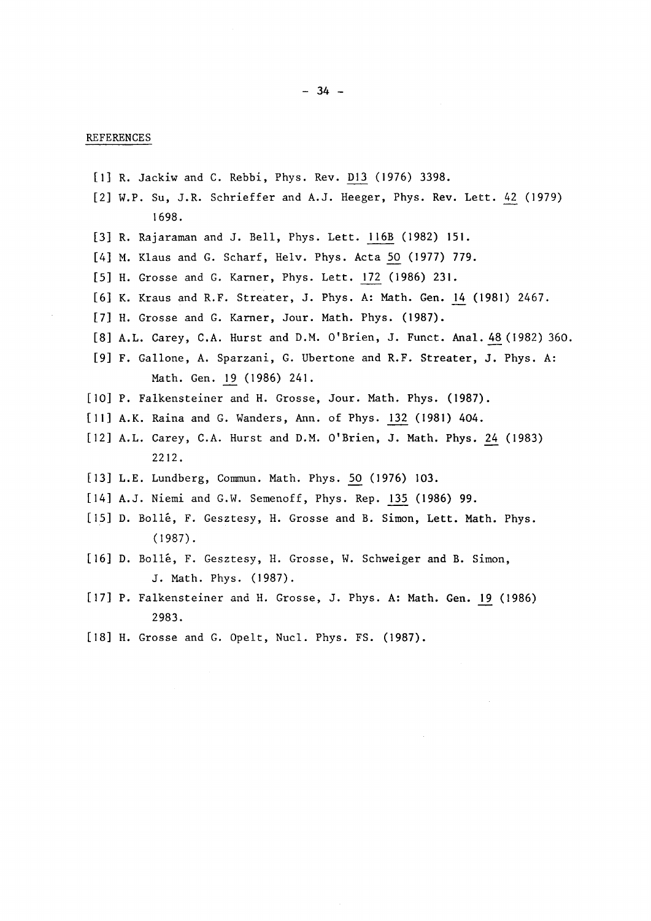REFERENCES

[1] R. Jackiw and C. Rebbi, Phys. Rev. D13 (1976) 3398.

[2] W.P. Su, J.R. Schrieffer and A.J. Heeger, Phys. Rev. Lett. 42 (1979) 1698.

[3] R. Rajaraman and J. Bell, Phys. Lett. 116B (1982) 151.

[4] M. Klaus and G. Scharf, Helv. Phys. Acta 50 (1977) 779.

[5] H. Grosse and G. Karner, Phys. Lett. 172 (1986) 231.

[6] K. Kraus and R.F. Streater, J. Phys. A: Math. Gen. 14 (1981) 2467.

[7] H. Grosse and G. Karner, Jour. Math. Phys. (1987).

[8] A.L. Carey, C.A. Hurst and D.M. O'Brien, J. Funct. Anal. 48 (1982) 360.

[9] F. Gallone, A. Sparzani, G. Ubertone and R.F. Streater, J. Phys. A: Math. Gen. 19 (1986) 241.

[10] P. Falkensteiner and H. Grosse, Jour. Math. Phys. (1987).

[11] A.K. Raina and G. Wanders, Ann. of Phys. 132 (1981) 404.

[12] A.L. Carey, C.A. Hurst and D.M. O'Brien, J. Math. Phys. 24 (1983) 2212.

[13] L.E. Lundberg, Commun. Math. Phys. 50 (1976) 103.

[14] A.J. Niemi and G.W. Semenoff, Phys. Rep. 135 (1986) 99.

[15] D. Bollé, F. Gesztesy, H. Grosse and B. Simon, Lett. Math. Phys. (1987).

[16] D. Bollé, F. Gesztesy, H. Grosse, W. Schweiger and B. Simon, J. Math. Phys. (1987).

[17] P. Falkensteiner and H. Grosse, J. Phys. A: Math. Gen. 19 (1986) 2983.

[18] H. Grosse and G. Opelt, Nucl. Phys. FS. (1987).